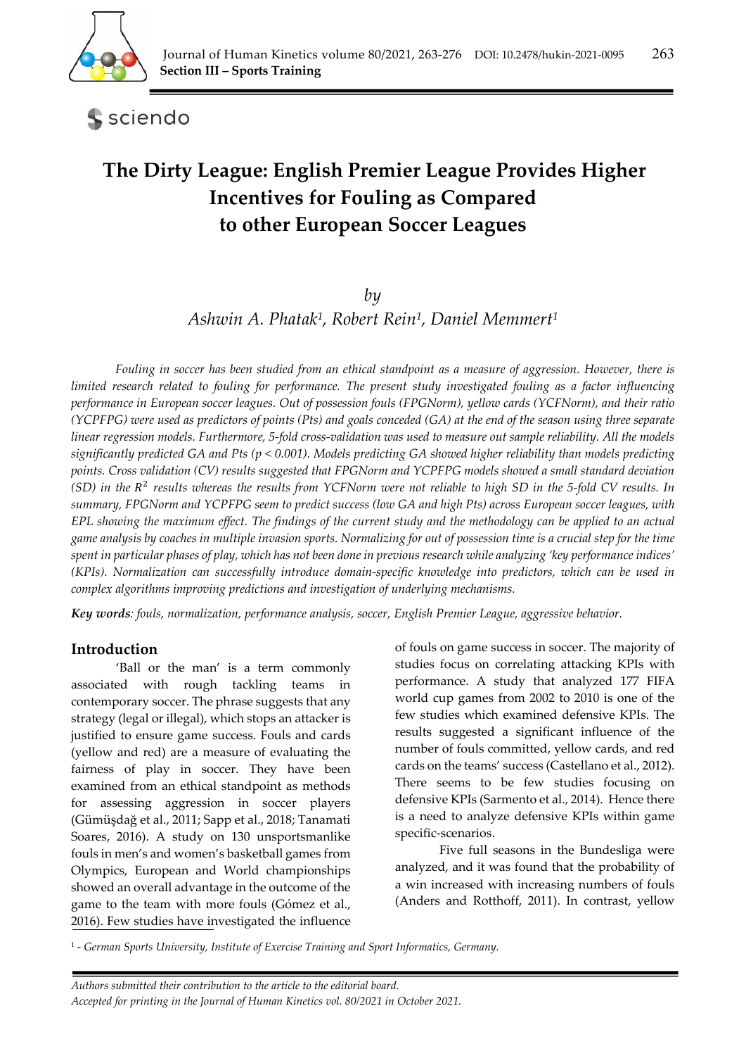# The Dirty League: English Premier League Provides Higher Incentives for Fouling as Compared to other European Soccer Leagues

*by*

*Ashwin A. Phatak[1], Robert Rein[1], Daniel Memmert[1]*

*Fouling in soccer has been studied from an ethical standpoint as a measure of aggression. However, there is limited research related to fouling for performance. The present study investigated fouling as a factor influencing performance in European soccer leagues. Out of possession fouls (FPGNorm), yellow cards (YCFNorm), and their ratio (YCPFPG) were used as predictors of points (Pts) and goals conceded (GA) at the end of the season using three separate linear regression models. Furthermore, 5-fold cross-validation was used to measure out sample reliability. All the models significantly predicted GA and Pts ($p < 0.001$). Models predicting GA showed higher reliability than models predicting points. Cross validation (CV) results suggested that FPGNorm and YCPFPG models showed a small standard deviation (SD) in the $R^2$ results whereas the results from YCFNorm were not reliable to high SD in the 5-fold CV results. In summary, FPGNorm and YCPFPG seem to predict success (low GA and high Pts) across European soccer leagues, with EPL showing the maximum effect. The findings of the current study and the methodology can be applied to an actual game analysis by coaches in multiple invasion sports. Normalizing for out of possession time is a crucial step for the time spent in particular phases of play, which has not been done in previous research while analyzing 'key performance indices' (KPIs). Normalization can successfully introduce domain-specific knowledge into predictors, which can be used in complex algorithms improving predictions and investigation of underlying mechanisms.*

***Key words**: fouls, normalization, performance analysis, soccer, English Premier League, aggressive behavior.*

## Introduction

'Ball or the man' is a term commonly associated with rough tackling teams in contemporary soccer. The phrase suggests that any strategy (legal or illegal), which stops an attacker is justified to ensure game success. Fouls and cards (yellow and red) are a measure of evaluating the fairness of play in soccer. They have been examined from an ethical standpoint as methods for assessing aggression in soccer players (Gümüşdağ et al., 2011; Sapp et al., 2018; Tanamati Soares, 2016). A study on 130 unsportsmanlike fouls in men's and women's basketball games from Olympics, European and World championships showed an overall advantage in the outcome of the game to the team with more fouls (Gómez et al., 2016). Few studies have investigated the influence of fouls on game success in soccer. The majority of studies focus on correlating attacking KPIs with performance. A study that analyzed 177 FIFA world cup games from 2002 to 2010 is one of the few studies which examined defensive KPIs. The results suggested a significant influence of the number of fouls committed, yellow cards, and red cards on the teams' success (Castellano et al., 2012). There seems to be few studies focusing on defensive KPIs (Sarmento et al., 2014). Hence there is a need to analyze defensive KPIs within game specific-scenarios.

Five full seasons in the Bundesliga were analyzed, and it was found that the probability of a win increased with increasing numbers of fouls (Anders and Rotthoff, 2011). In contrast, yellow

[1] - *German Sports University, Institute of Exercise Training and Sport Informatics, Germany.*

*Authors submitted their contribution to the article to the editorial board.*
*Accepted for printing in the Journal of Human Kinetics vol. 80/2021 in October 2021.*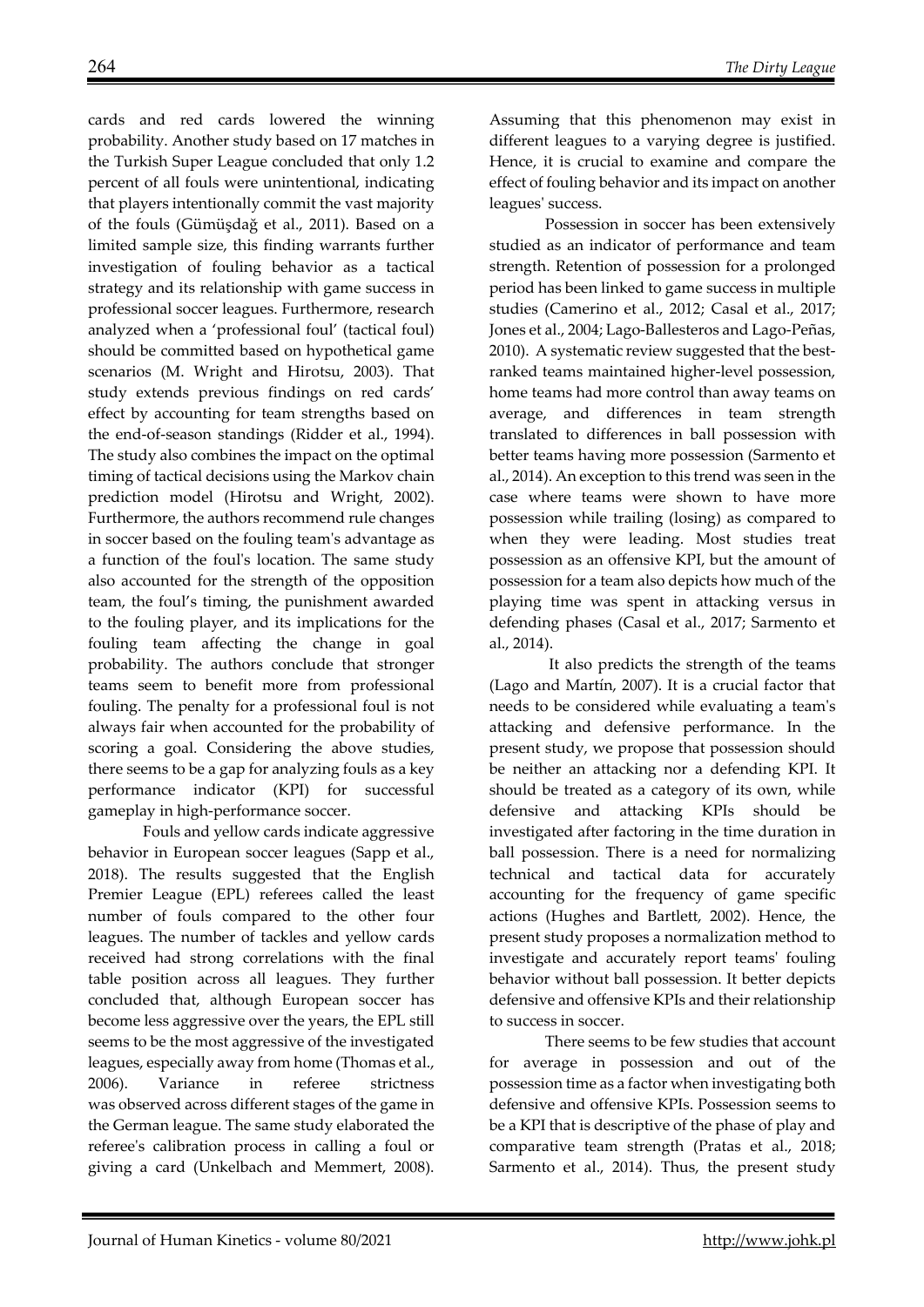cards and red cards lowered the winning probability. Another study based on 17 matches in the Turkish Super League concluded that only 1.2 percent of all fouls were unintentional, indicating that players intentionally commit the vast majority of the fouls (Gümüşdağ et al., 2011). Based on a limited sample size, this finding warrants further investigation of fouling behavior as a tactical strategy and its relationship with game success in professional soccer leagues. Furthermore, research analyzed when a 'professional foul' (tactical foul) should be committed based on hypothetical game scenarios (M. Wright and Hirotsu, 2003). That study extends previous findings on red cards' effect by accounting for team strengths based on the end-of-season standings (Ridder et al., 1994). The study also combines the impact on the optimal timing of tactical decisions using the Markov chain prediction model (Hirotsu and Wright, 2002). Furthermore, the authors recommend rule changes in soccer based on the fouling team's advantage as a function of the foul's location. The same study also accounted for the strength of the opposition team, the foul's timing, the punishment awarded to the fouling player, and its implications for the fouling team affecting the change in goal probability. The authors conclude that stronger teams seem to benefit more from professional fouling. The penalty for a professional foul is not always fair when accounted for the probability of scoring a goal. Considering the above studies, there seems to be a gap for analyzing fouls as a key performance indicator (KPI) for successful gameplay in high-performance soccer.

Fouls and yellow cards indicate aggressive behavior in European soccer leagues (Sapp et al., 2018). The results suggested that the English Premier League (EPL) referees called the least number of fouls compared to the other four leagues. The number of tackles and yellow cards received had strong correlations with the final table position across all leagues. They further concluded that, although European soccer has become less aggressive over the years, the EPL still seems to be the most aggressive of the investigated leagues, especially away from home (Thomas et al., 2006). Variance in referee strictness was observed across different stages of the game in the German league. The same study elaborated the referee's calibration process in calling a foul or giving a card (Unkelbach and Memmert, 2008). Assuming that this phenomenon may exist in different leagues to a varying degree is justified. Hence, it is crucial to examine and compare the effect of fouling behavior and its impact on another leagues' success.

Possession in soccer has been extensively studied as an indicator of performance and team strength. Retention of possession for a prolonged period has been linked to game success in multiple studies (Camerino et al., 2012; Casal et al., 2017; Jones et al., 2004; Lago-Ballesteros and Lago-Peñas, 2010). A systematic review suggested that the best-ranked teams maintained higher-level possession, home teams had more control than away teams on average, and differences in team strength translated to differences in ball possession with better teams having more possession (Sarmento et al., 2014). An exception to this trend was seen in the case where teams were shown to have more possession while trailing (losing) as compared to when they were leading. Most studies treat possession as an offensive KPI, but the amount of possession for a team also depicts how much of the playing time was spent in attacking versus in defending phases (Casal et al., 2017; Sarmento et al., 2014).

It also predicts the strength of the teams (Lago and Martín, 2007). It is a crucial factor that needs to be considered while evaluating a team's attacking and defensive performance. In the present study, we propose that possession should be neither an attacking nor a defending KPI. It should be treated as a category of its own, while defensive and attacking KPIs should be investigated after factoring in the time duration in ball possession. There is a need for normalizing technical and tactical data for accurately accounting for the frequency of game specific actions (Hughes and Bartlett, 2002). Hence, the present study proposes a normalization method to investigate and accurately report teams' fouling behavior without ball possession. It better depicts defensive and offensive KPIs and their relationship to success in soccer.

There seems to be few studies that account for average in possession and out of the possession time as a factor when investigating both defensive and offensive KPIs. Possession seems to be a KPI that is descriptive of the phase of play and comparative team strength (Pratas et al., 2018; Sarmento et al., 2014). Thus, the present study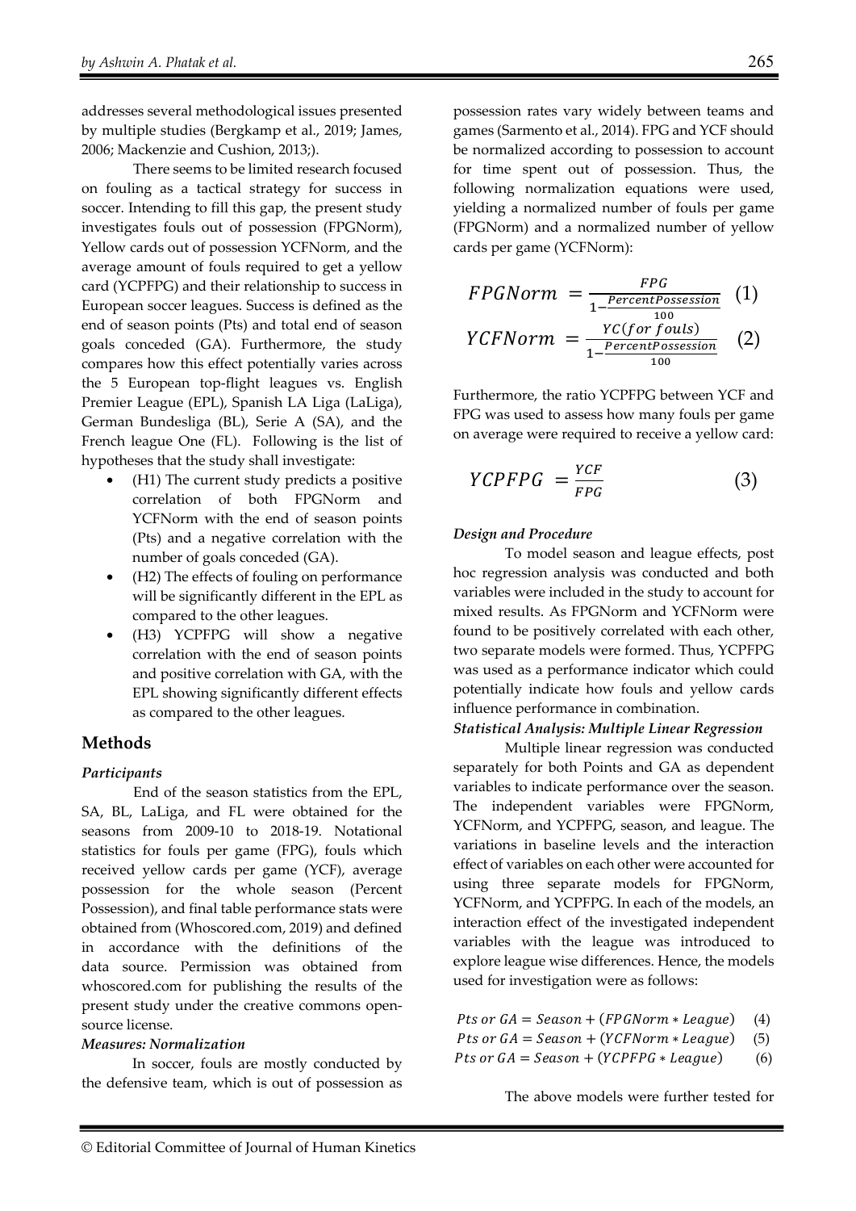addresses several methodological issues presented by multiple studies (Bergkamp et al., 2019; James, 2006; Mackenzie and Cushion, 2013;).

There seems to be limited research focused on fouling as a tactical strategy for success in soccer. Intending to fill this gap, the present study investigates fouls out of possession (FPGNorm), Yellow cards out of possession YCFNorm, and the average amount of fouls required to get a yellow card (YCPFPG) and their relationship to success in European soccer leagues. Success is defined as the end of season points (Pts) and total end of season goals conceded (GA). Furthermore, the study compares how this effect potentially varies across the 5 European top-flight leagues vs. English Premier League (EPL), Spanish LA Liga (LaLiga), German Bundesliga (BL), Serie A (SA), and the French league One (FL). Following is the list of hypotheses that the study shall investigate:

- (H1) The current study predicts a positive correlation of both FPGNorm and YCFNorm with the end of season points (Pts) and a negative correlation with the number of goals conceded (GA).
- (H2) The effects of fouling on performance will be significantly different in the EPL as compared to the other leagues.
- (H3) YCPFPG will show a negative correlation with the end of season points and positive correlation with GA, with the EPL showing significantly different effects as compared to the other leagues.

## Methods

### *Participants*

End of the season statistics from the EPL, SA, BL, LaLiga, and FL were obtained for the seasons from 2009-10 to 2018-19. Notational statistics for fouls per game (FPG), fouls which received yellow cards per game (YCF), average possession for the whole season (Percent Possession), and final table performance stats were obtained from (Whoscored.com, 2019) and defined in accordance with the definitions of the data source. Permission was obtained from whoscored.com for publishing the results of the present study under the creative commons open-source license.

### *Measures: Normalization*

In soccer, fouls are mostly conducted by the defensive team, which is out of possession as possession rates vary widely between teams and games (Sarmento et al., 2014). FPG and YCF should be normalized according to possession to account for time spent out of possession. Thus, the following normalization equations were used, yielding a normalized number of fouls per game (FPGNorm) and a normalized number of yellow cards per game (YCFNorm):

$$FPGNorm = \frac{FPG}{1 - \frac{PercentPossession}{100}} \quad (1)$$

$$YCFNorm = \frac{YC(for\ fouls)}{1 - \frac{PercentPossession}{100}} \quad (2)$$

Furthermore, the ratio YCPFPG between YCF and FPG was used to assess how many fouls per game on average were required to receive a yellow card:

$$YCPFPG = \frac{YCF}{FPG} \quad (3)$$

### *Design and Procedure*

To model season and league effects, post hoc regression analysis was conducted and both variables were included in the study to account for mixed results. As FPGNorm and YCFNorm were found to be positively correlated with each other, two separate models were formed. Thus, YCPFPG was used as a performance indicator which could potentially indicate how fouls and yellow cards influence performance in combination.

### *Statistical Analysis: Multiple Linear Regression*

Multiple linear regression was conducted separately for both Points and GA as dependent variables to indicate performance over the season. The independent variables were FPGNorm, YCFNorm, and YCPFPG, season, and league. The variations in baseline levels and the interaction effect of variables on each other were accounted for using three separate models for FPGNorm, YCFNorm, and YCPFPG. In each of the models, an interaction effect of the investigated independent variables with the league was introduced to explore league wise differences. Hence, the models used for investigation were as follows:

$$Pts\ or\ GA = Season + (FPGNorm * League) \quad (4)$$

$$Pts\ or\ GA = Season + (YCFNorm * League) \quad (5)$$

$$Pts\ or\ GA = Season + (YCPFPG * League) \quad (6)$$

The above models were further tested for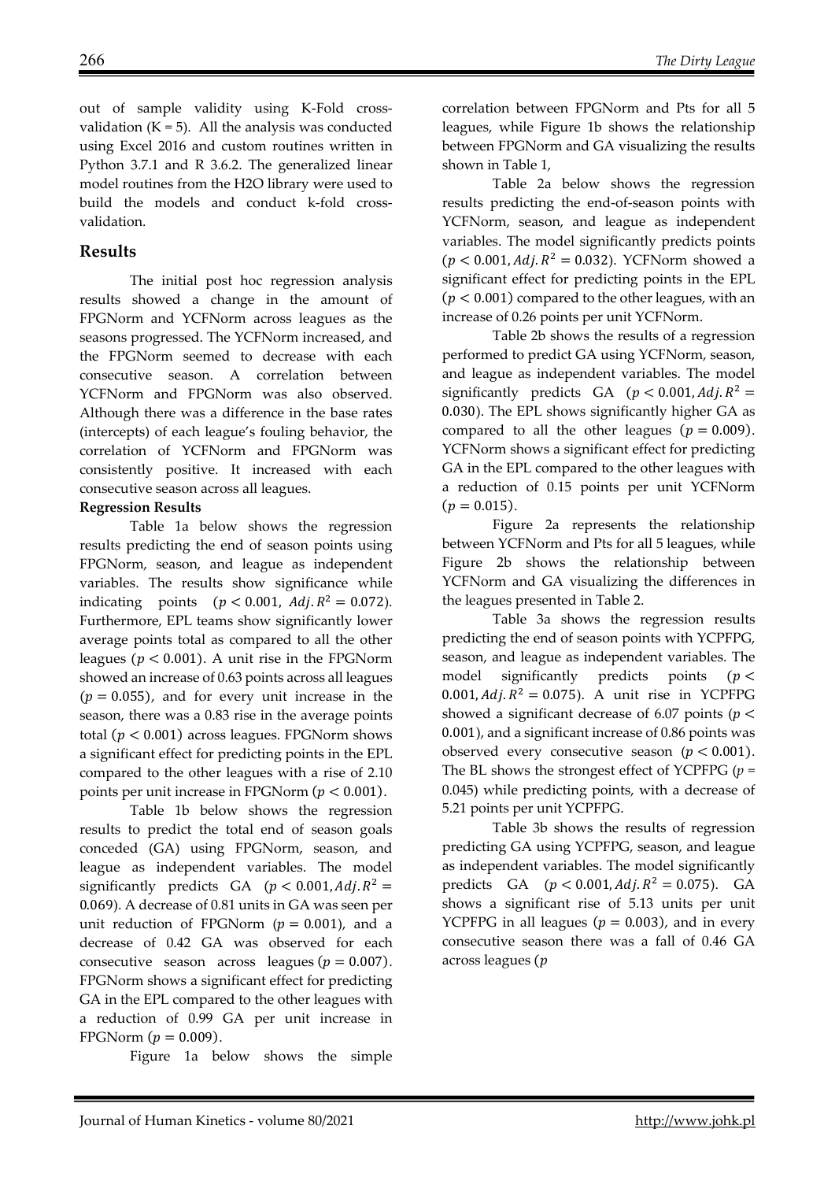out of sample validity using K-Fold cross-validation (K = 5). All the analysis was conducted using Excel 2016 and custom routines written in Python 3.7.1 and R 3.6.2. The generalized linear model routines from the H2O library were used to build the models and conduct k-fold cross-validation.

## Results

The initial post hoc regression analysis results showed a change in the amount of FPGNorm and YCFNorm across leagues as the seasons progressed. The YCFNorm increased, and the FPGNorm seemed to decrease with each consecutive season. A correlation between YCFNorm and FPGNorm was also observed. Although there was a difference in the base rates (intercepts) of each league's fouling behavior, the correlation of YCFNorm and FPGNorm was consistently positive. It increased with each consecutive season across all leagues.

**Regression Results**

Table 1a below shows the regression results predicting the end of season points using FPGNorm, season, and league as independent variables. The results show significance while indicating points ($p < 0.001$, $Adj. R^2 = 0.072$). Furthermore, EPL teams show significantly lower average points total as compared to all the other leagues ($p < 0.001$). A unit rise in the FPGNorm showed an increase of 0.63 points across all leagues ($p = 0.055$), and for every unit increase in the season, there was a 0.83 rise in the average points total ($p < 0.001$) across leagues. FPGNorm shows a significant effect for predicting points in the EPL compared to the other leagues with a rise of 2.10 points per unit increase in FPGNorm ($p < 0.001$).

Table 1b below shows the regression results to predict the total end of season goals conceded (GA) using FPGNorm, season, and league as independent variables. The model significantly predicts GA ($p < 0.001, Adj. R^2 = 0.069$). A decrease of 0.81 units in GA was seen per unit reduction of FPGNorm ($p = 0.001$), and a decrease of 0.42 GA was observed for each consecutive season across leagues ($p = 0.007$). FPGNorm shows a significant effect for predicting GA in the EPL compared to the other leagues with a reduction of 0.99 GA per unit increase in FPGNorm ($p = 0.009$).

Figure 1a below shows the simple correlation between FPGNorm and Pts for all 5 leagues, while Figure 1b shows the relationship between FPGNorm and GA visualizing the results shown in Table 1,

Table 2a below shows the regression results predicting the end-of-season points with YCFNorm, season, and league as independent variables. The model significantly predicts points ($p < 0.001, Adj. R^2 = 0.032$). YCFNorm showed a significant effect for predicting points in the EPL ($p < 0.001$) compared to the other leagues, with an increase of 0.26 points per unit YCFNorm.

Table 2b shows the results of a regression performed to predict GA using YCFNorm, season, and league as independent variables. The model significantly predicts GA ($p < 0.001, Adj. R^2 = 0.030$). The EPL shows significantly higher GA as compared to all the other leagues ($p = 0.009$). YCFNorm shows a significant effect for predicting GA in the EPL compared to the other leagues with a reduction of 0.15 points per unit YCFNorm ($p = 0.015$).

Figure 2a represents the relationship between YCFNorm and Pts for all 5 leagues, while Figure 2b shows the relationship between YCFNorm and GA visualizing the differences in the leagues presented in Table 2.

Table 3a shows the regression results predicting the end of season points with YCPFPG, season, and league as independent variables. The model significantly predicts points ($p < 0.001, Adj. R^2 = 0.075$). A unit rise in YCPFPG showed a significant decrease of 6.07 points ($p < 0.001$), and a significant increase of 0.86 points was observed every consecutive season ($p < 0.001$). The BL shows the strongest effect of YCPFPG ($p = 0.045$) while predicting points, with a decrease of 5.21 points per unit YCPFPG.

Table 3b shows the results of regression predicting GA using YCPFPG, season, and league as independent variables. The model significantly predicts GA ($p < 0.001, Adj. R^2 = 0.075$). GA shows a significant rise of 5.13 units per unit YCPFPG in all leagues ($p = 0.003$), and in every consecutive season there was a fall of 0.46 GA across leagues ($p$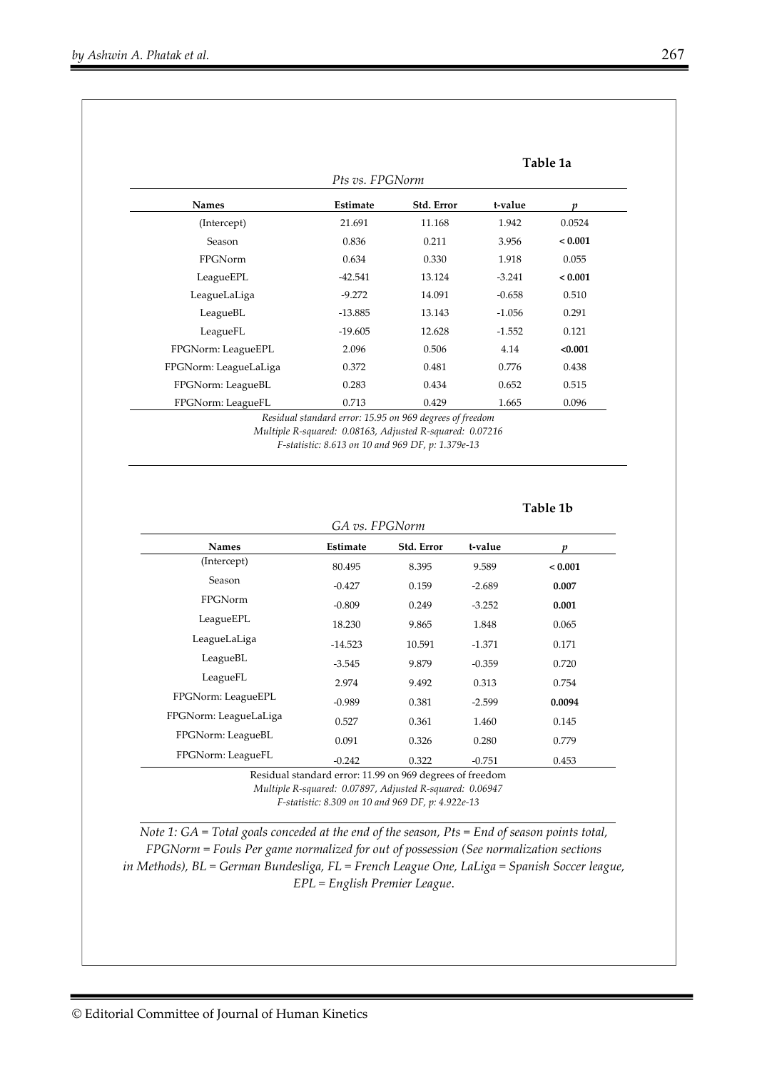**Table 1a**

*Pts vs. FPGNorm*

| Names | Estimate | Std. Error | t-value | *p* |
|---|---|---|---|---|
| (Intercept) | 21.691 | 11.168 | 1.942 | 0.0524 |
| Season | 0.836 | 0.211 | 3.956 | **< 0.001** |
| FPGNorm | 0.634 | 0.330 | 1.918 | 0.055 |
| LeagueEPL | -42.541 | 13.124 | -3.241 | **< 0.001** |
| LeagueLaLiga | -9.272 | 14.091 | -0.658 | 0.510 |
| LeagueBL | -13.885 | 13.143 | -1.056 | 0.291 |
| LeagueFL | -19.605 | 12.628 | -1.552 | 0.121 |
| FPGNorm: LeagueEPL | 2.096 | 0.506 | 4.14 | **<0.001** |
| FPGNorm: LeagueLaLiga | 0.372 | 0.481 | 0.776 | 0.438 |
| FPGNorm: LeagueBL | 0.283 | 0.434 | 0.652 | 0.515 |
| FPGNorm: LeagueFL | 0.713 | 0.429 | 1.665 | 0.096 |

*Residual standard error: 15.95 on 969 degrees of freedom*
*Multiple R-squared: 0.08163, Adjusted R-squared: 0.07216*
*F-statistic: 8.613 on 10 and 969 DF, p: 1.379e-13*

**Table 1b**

*GA vs. FPGNorm*

| Names | Estimate | Std. Error | t-value | *p* |
|---|---|---|---|---|
| (Intercept) | 80.495 | 8.395 | 9.589 | **< 0.001** |
| Season | -0.427 | 0.159 | -2.689 | **0.007** |
| FPGNorm | -0.809 | 0.249 | -3.252 | **0.001** |
| LeagueEPL | 18.230 | 9.865 | 1.848 | 0.065 |
| LeagueLaLiga | -14.523 | 10.591 | -1.371 | 0.171 |
| LeagueBL | -3.545 | 9.879 | -0.359 | 0.720 |
| LeagueFL | 2.974 | 9.492 | 0.313 | 0.754 |
| FPGNorm: LeagueEPL | -0.989 | 0.381 | -2.599 | **0.0094** |
| FPGNorm: LeagueLaLiga | 0.527 | 0.361 | 1.460 | 0.145 |
| FPGNorm: LeagueBL | 0.091 | 0.326 | 0.280 | 0.779 |
| FPGNorm: LeagueFL | -0.242 | 0.322 | -0.751 | 0.453 |

Residual standard error: 11.99 on 969 degrees of freedom
*Multiple R-squared: 0.07897, Adjusted R-squared: 0.06947*
*F-statistic: 8.309 on 10 and 969 DF, p: 4.922e-13*

*Note 1: GA = Total goals conceded at the end of the season, Pts = End of season points total, FPGNorm = Fouls Per game normalized for out of possession (See normalization sections in Methods), BL = German Bundesliga, FL = French League One, LaLiga = Spanish Soccer league, EPL = English Premier League.*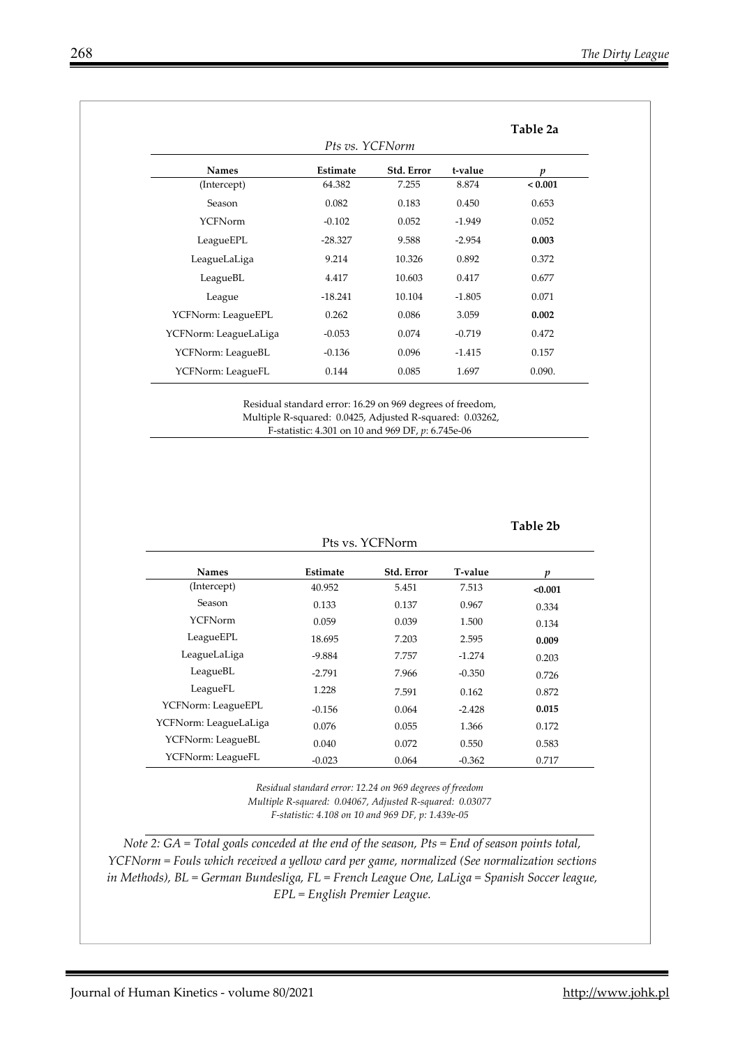**Table 2a**

*Pts vs. YCFNorm*

| Names | Estimate | Std. Error | t-value | *p* |
|---|---|---|---|---|
| (Intercept) | 64.382 | 7.255 | 8.874 | **< 0.001** |
| Season | 0.082 | 0.183 | 0.450 | 0.653 |
| YCFNorm | -0.102 | 0.052 | -1.949 | 0.052 |
| LeagueEPL | -28.327 | 9.588 | -2.954 | **0.003** |
| LeagueLaLiga | 9.214 | 10.326 | 0.892 | 0.372 |
| LeagueBL | 4.417 | 10.603 | 0.417 | 0.677 |
| League | -18.241 | 10.104 | -1.805 | 0.071 |
| YCFNorm: LeagueEPL | 0.262 | 0.086 | 3.059 | **0.002** |
| YCFNorm: LeagueLaLiga | -0.053 | 0.074 | -0.719 | 0.472 |
| YCFNorm: LeagueBL | -0.136 | 0.096 | -1.415 | 0.157 |
| YCFNorm: LeagueFL | 0.144 | 0.085 | 1.697 | 0.090. |

Residual standard error: 16.29 on 969 degrees of freedom,
Multiple R-squared: 0.0425, Adjusted R-squared: 0.03262,
F-statistic: 4.301 on 10 and 969 DF, *p*: 6.745e-06

**Table 2b**

Pts vs. YCFNorm

| Names | Estimate | Std. Error | T-value | *p* |
|---|---|---|---|---|
| (Intercept) | 40.952 | 5.451 | 7.513 | **<0.001** |
| Season | 0.133 | 0.137 | 0.967 | 0.334 |
| YCFNorm | 0.059 | 0.039 | 1.500 | 0.134 |
| LeagueEPL | 18.695 | 7.203 | 2.595 | **0.009** |
| LeagueLaLiga | -9.884 | 7.757 | -1.274 | 0.203 |
| LeagueBL | -2.791 | 7.966 | -0.350 | 0.726 |
| LeagueFL | 1.228 | 7.591 | 0.162 | 0.872 |
| YCFNorm: LeagueEPL | -0.156 | 0.064 | -2.428 | **0.015** |
| YCFNorm: LeagueLaLiga | 0.076 | 0.055 | 1.366 | 0.172 |
| YCFNorm: LeagueBL | 0.040 | 0.072 | 0.550 | 0.583 |
| YCFNorm: LeagueFL | -0.023 | 0.064 | -0.362 | 0.717 |

*Residual standard error: 12.24 on 969 degrees of freedom*
*Multiple R-squared: 0.04067, Adjusted R-squared: 0.03077*
*F-statistic: 4.108 on 10 and 969 DF, p: 1.439e-05*

*Note 2: GA = Total goals conceded at the end of the season, Pts = End of season points total, YCFNorm = Fouls which received a yellow card per game, normalized (See normalization sections in Methods), BL = German Bundesliga, FL = French League One, LaLiga = Spanish Soccer league, EPL = English Premier League.*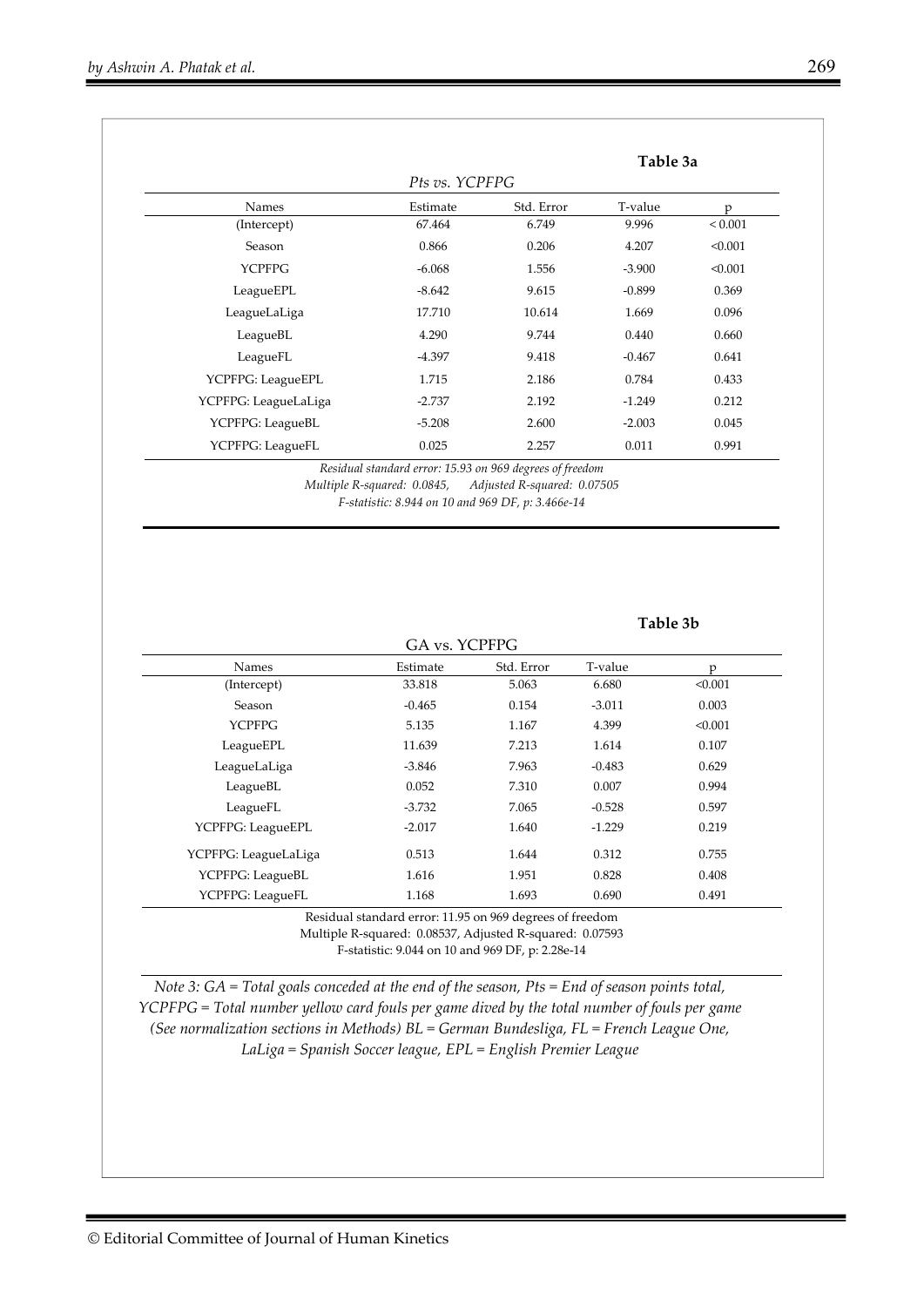**Table 3a**

*Pts vs. YCPFPG*

| Names | Estimate | Std. Error | T-value | p |
|---|---|---|---|---|
| (Intercept) | 67.464 | 6.749 | 9.996 | < 0.001 |
| Season | 0.866 | 0.206 | 4.207 | <0.001 |
| YCPFPG | -6.068 | 1.556 | -3.900 | <0.001 |
| LeagueEPL | -8.642 | 9.615 | -0.899 | 0.369 |
| LeagueLaLiga | 17.710 | 10.614 | 1.669 | 0.096 |
| LeagueBL | 4.290 | 9.744 | 0.440 | 0.660 |
| LeagueFL | -4.397 | 9.418 | -0.467 | 0.641 |
| YCPFPG: LeagueEPL | 1.715 | 2.186 | 0.784 | 0.433 |
| YCPFPG: LeagueLaLiga | -2.737 | 2.192 | -1.249 | 0.212 |
| YCPFPG: LeagueBL | -5.208 | 2.600 | -2.003 | 0.045 |
| YCPFPG: LeagueFL | 0.025 | 2.257 | 0.011 | 0.991 |

*Residual standard error: 15.93 on 969 degrees of freedom*
*Multiple R-squared: 0.0845, Adjusted R-squared: 0.07505*
*F-statistic: 8.944 on 10 and 969 DF, p: 3.466e-14*

**Table 3b**

GA vs. YCPFPG

| Names | Estimate | Std. Error | T-value | p |
|---|---|---|---|---|
| (Intercept) | 33.818 | 5.063 | 6.680 | <0.001 |
| Season | -0.465 | 0.154 | -3.011 | 0.003 |
| YCPFPG | 5.135 | 1.167 | 4.399 | <0.001 |
| LeagueEPL | 11.639 | 7.213 | 1.614 | 0.107 |
| LeagueLaLiga | -3.846 | 7.963 | -0.483 | 0.629 |
| LeagueBL | 0.052 | 7.310 | 0.007 | 0.994 |
| LeagueFL | -3.732 | 7.065 | -0.528 | 0.597 |
| YCPFPG: LeagueEPL | -2.017 | 1.640 | -1.229 | 0.219 |
| YCPFPG: LeagueLaLiga | 0.513 | 1.644 | 0.312 | 0.755 |
| YCPFPG: LeagueBL | 1.616 | 1.951 | 0.828 | 0.408 |
| YCPFPG: LeagueFL | 1.168 | 1.693 | 0.690 | 0.491 |

Residual standard error: 11.95 on 969 degrees of freedom
Multiple R-squared: 0.08537, Adjusted R-squared: 0.07593
F-statistic: 9.044 on 10 and 969 DF, p: 2.28e-14

*Note 3: GA = Total goals conceded at the end of the season, Pts = End of season points total, YCPFPG = Total number yellow card fouls per game dived by the total number of fouls per game (See normalization sections in Methods) BL = German Bundesliga, FL = French League One, LaLiga = Spanish Soccer league, EPL = English Premier League*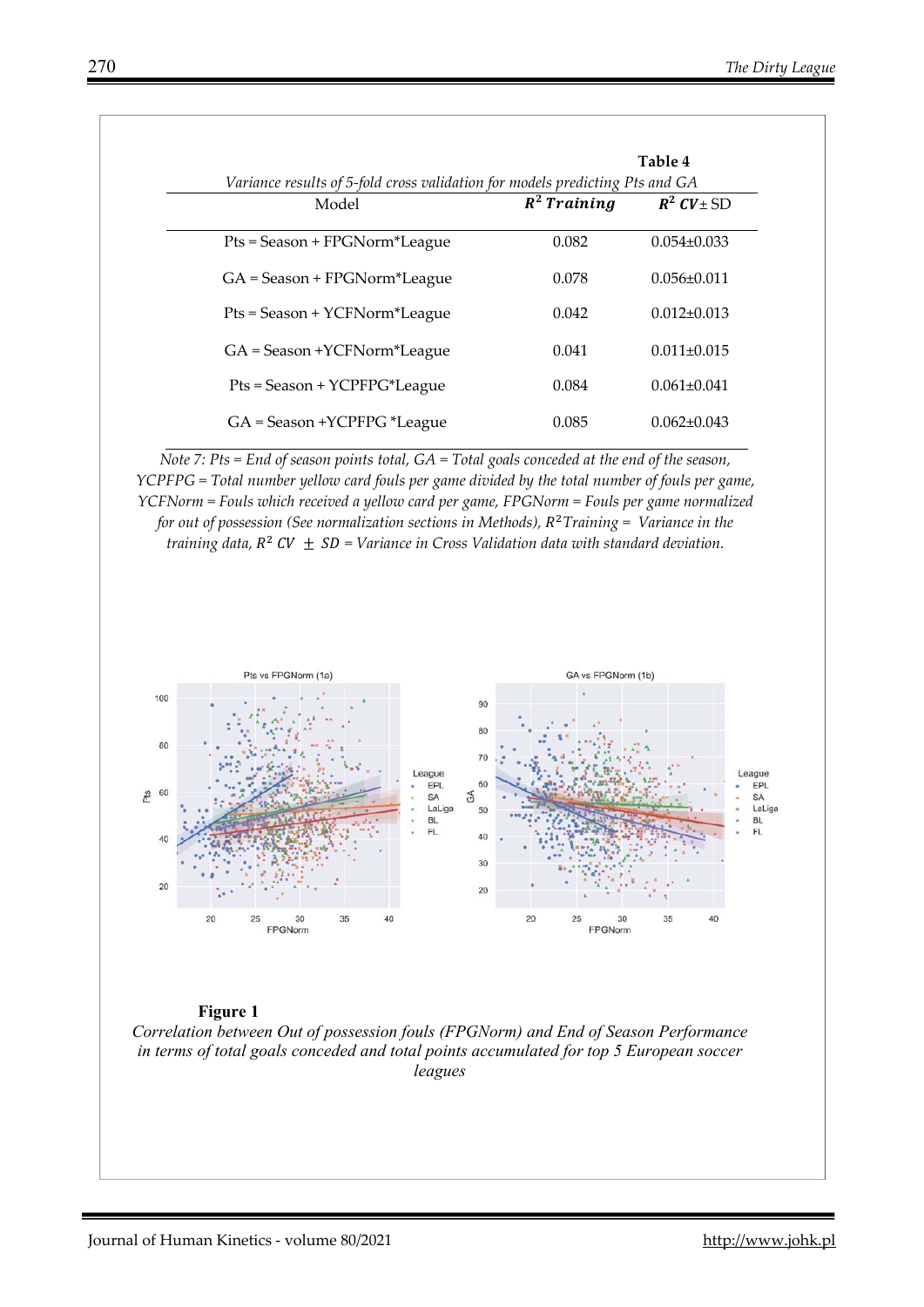**Table 4**

*Variance results of 5-fold cross validation for models predicting Pts and GA*

| Model | $R^2$ *Training* | $R^2$ *CV* ± SD |
|---|---|---|
| Pts = Season + FPGNorm*League | 0.082 | 0.054±0.033 |
| GA = Season + FPGNorm*League | 0.078 | 0.056±0.011 |
| Pts = Season + YCFNorm*League | 0.042 | 0.012±0.013 |
| GA = Season +YCFNorm*League | 0.041 | 0.011±0.015 |
| Pts = Season + YCPFPG*League | 0.084 | 0.061±0.041 |
| GA = Season +YCPFPG *League | 0.085 | 0.062±0.043 |

*Note 7: Pts = End of season points total, GA = Total goals conceded at the end of the season, YCPFPG = Total number yellow card fouls per game divided by the total number of fouls per game, YCFNorm = Fouls which received a yellow card per game, FPGNorm = Fouls per game normalized for out of possession (See normalization sections in Methods),* $R^2$ *Training = Variance in the training data,* $R^2$ *CV* $\pm$ *SD = Variance in Cross Validation data with standard deviation.*

**Figure 1**

*Correlation between Out of possession fouls (FPGNorm) and End of Season Performance in terms of total goals conceded and total points accumulated for top 5 European soccer leagues*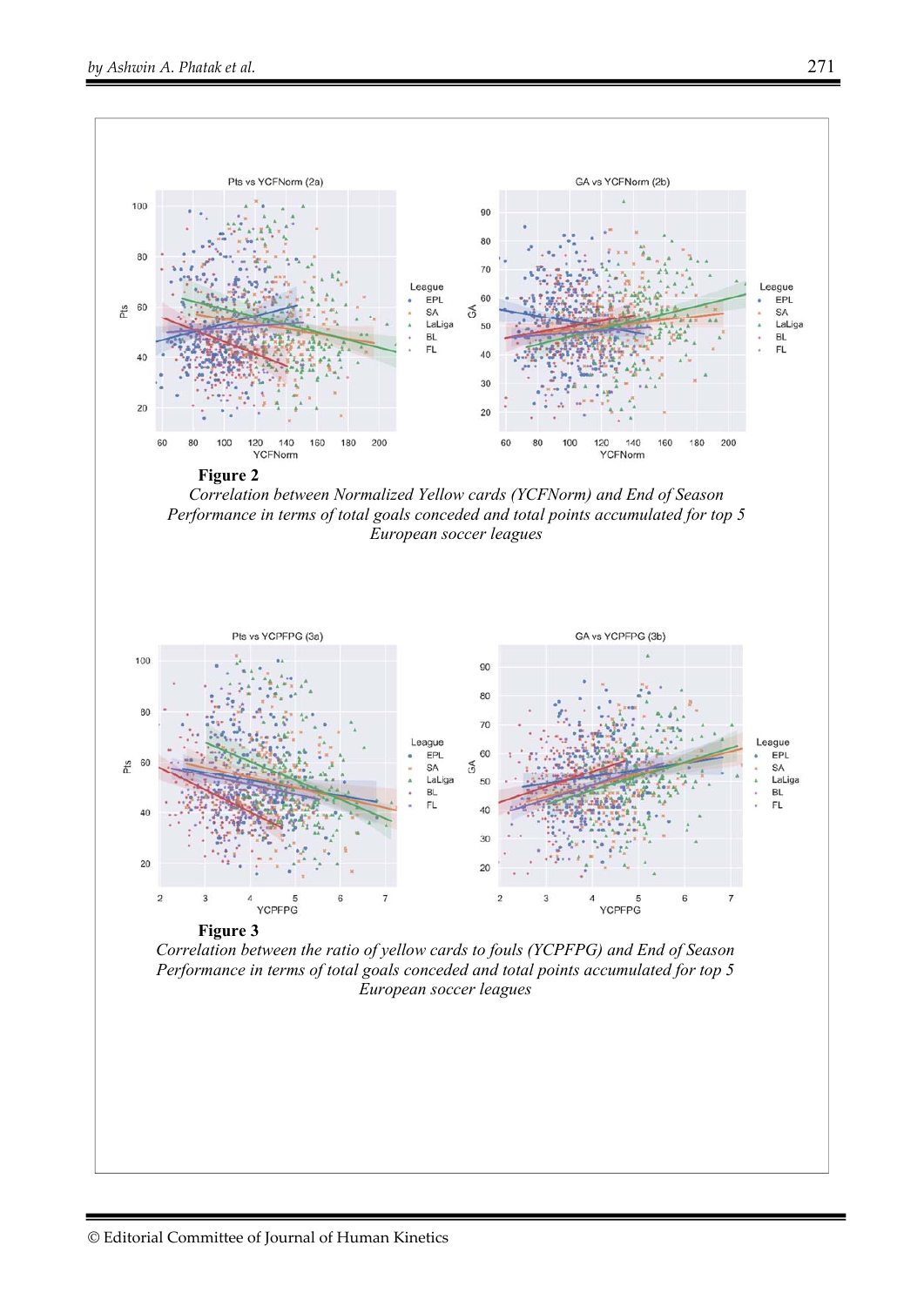**Figure 2**

*Correlation between Normalized Yellow cards (YCFNorm) and End of Season Performance in terms of total goals conceded and total points accumulated for top 5 European soccer leagues*

**Figure 3**

*Correlation between the ratio of yellow cards to fouls (YCPFPG) and End of Season Performance in terms of total goals conceded and total points accumulated for top 5 European soccer leagues*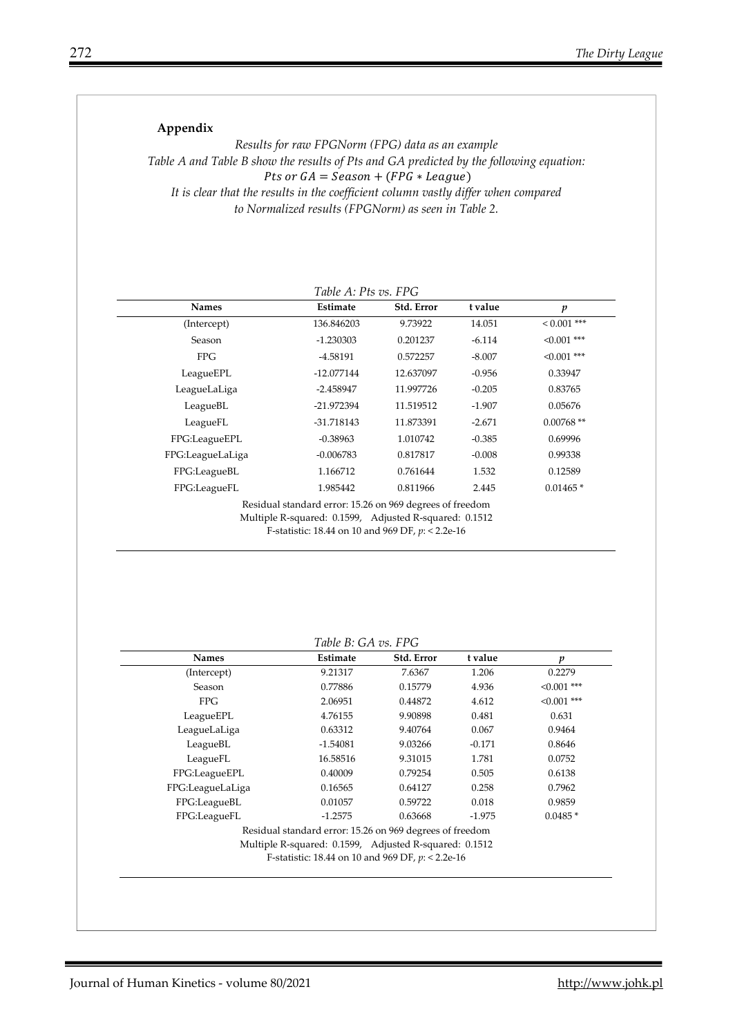## Appendix

*Results for raw FPGNorm (FPG) data as an example*

*Table A and Table B show the results of Pts and GA predicted by the following equation:*

$$Pts \ or \ GA = Season + (FPG * League)$$

*It is clear that the results in the coefficient column vastly differ when compared to Normalized results (FPGNorm) as seen in Table 2.*

*Table A: Pts vs. FPG*

| Names | Estimate | Std. Error | t value | *p* |
|---|---|---|---|---|
| (Intercept) | 136.846203 | 9.73922 | 14.051 | < 0.001 *** |
| Season | -1.230303 | 0.201237 | -6.114 | <0.001 *** |
| FPG | -4.58191 | 0.572257 | -8.007 | <0.001 *** |
| LeagueEPL | -12.077144 | 12.637097 | -0.956 | 0.33947 |
| LeagueLaLiga | -2.458947 | 11.997726 | -0.205 | 0.83765 |
| LeagueBL | -21.972394 | 11.519512 | -1.907 | 0.05676 |
| LeagueFL | -31.718143 | 11.873391 | -2.671 | 0.00768 ** |
| FPG:LeagueEPL | -0.38963 | 1.010742 | -0.385 | 0.69996 |
| FPG:LeagueLaLiga | -0.006783 | 0.817817 | -0.008 | 0.99338 |
| FPG:LeagueBL | 1.166712 | 0.761644 | 1.532 | 0.12589 |
| FPG:LeagueFL | 1.985442 | 0.811966 | 2.445 | 0.01465 * |

Residual standard error: 15.26 on 969 degrees of freedom
Multiple R-squared: 0.1599, Adjusted R-squared: 0.1512
F-statistic: 18.44 on 10 and 969 DF, *p*: < 2.2e-16

*Table B: GA vs. FPG*

| Names | Estimate | Std. Error | t value | *p* |
|---|---|---|---|---|
| (Intercept) | 9.21317 | 7.6367 | 1.206 | 0.2279 |
| Season | 0.77886 | 0.15779 | 4.936 | <0.001 *** |
| FPG | 2.06951 | 0.44872 | 4.612 | <0.001 *** |
| LeagueEPL | 4.76155 | 9.90898 | 0.481 | 0.631 |
| LeagueLaLiga | 0.63312 | 9.40764 | 0.067 | 0.9464 |
| LeagueBL | -1.54081 | 9.03266 | -0.171 | 0.8646 |
| LeagueFL | 16.58516 | 9.31015 | 1.781 | 0.0752 |
| FPG:LeagueEPL | 0.40009 | 0.79254 | 0.505 | 0.6138 |
| FPG:LeagueLaLiga | 0.16565 | 0.64127 | 0.258 | 0.7962 |
| FPG:LeagueBL | 0.01057 | 0.59722 | 0.018 | 0.9859 |
| FPG:LeagueFL | -1.2575 | 0.63668 | -1.975 | 0.0485 * |

Residual standard error: 15.26 on 969 degrees of freedom
Multiple R-squared: 0.1599, Adjusted R-squared: 0.1512
F-statistic: 18.44 on 10 and 969 DF, *p*: < 2.2e-16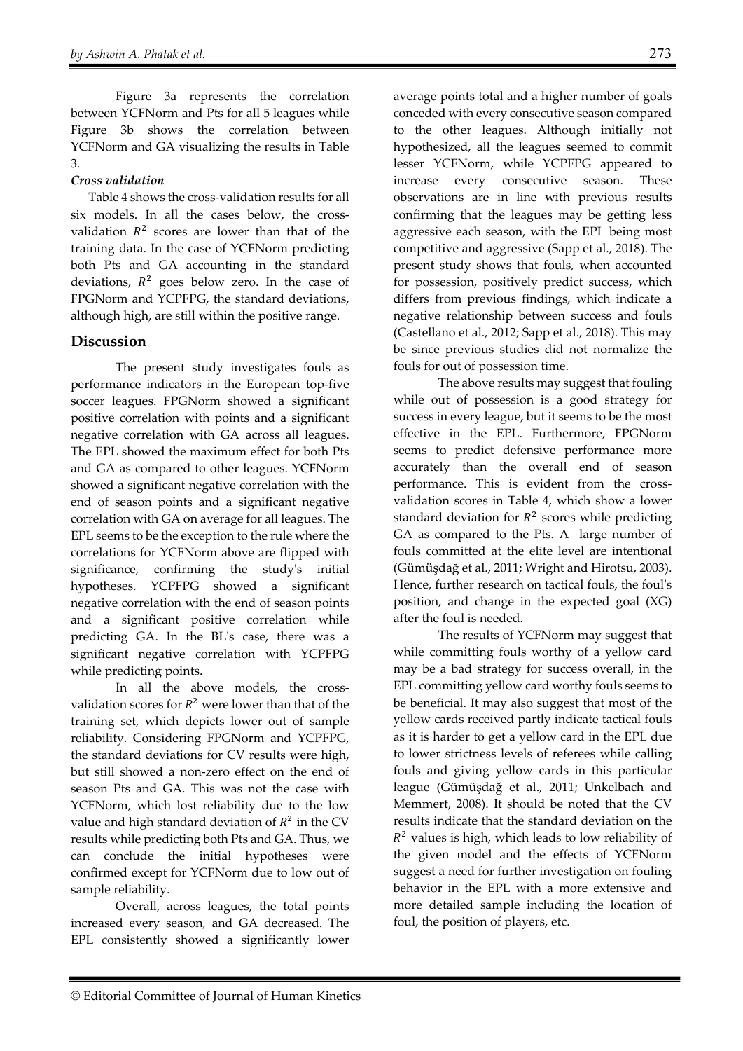Figure 3a represents the correlation between YCFNorm and Pts for all 5 leagues while Figure 3b shows the correlation between YCFNorm and GA visualizing the results in Table 3.

### *Cross validation*

Table 4 shows the cross-validation results for all six models. In all the cases below, the cross-validation $R^2$ scores are lower than that of the training data. In the case of YCFNorm predicting both Pts and GA accounting in the standard deviations, $R^2$ goes below zero. In the case of FPGNorm and YCPFPG, the standard deviations, although high, are still within the positive range.

## Discussion

The present study investigates fouls as performance indicators in the European top-five soccer leagues. FPGNorm showed a significant positive correlation with points and a significant negative correlation with GA across all leagues. The EPL showed the maximum effect for both Pts and GA as compared to other leagues. YCFNorm showed a significant negative correlation with the end of season points and a significant negative correlation with GA on average for all leagues. The EPL seems to be the exception to the rule where the correlations for YCFNorm above are flipped with significance, confirming the study's initial hypotheses. YCPFPG showed a significant negative correlation with the end of season points and a significant positive correlation while predicting GA. In the BL's case, there was a significant negative correlation with YCPFPG while predicting points.

In all the above models, the cross-validation scores for $R^2$ were lower than that of the training set, which depicts lower out of sample reliability. Considering FPGNorm and YCPFPG, the standard deviations for CV results were high, but still showed a non-zero effect on the end of season Pts and GA. This was not the case with YCFNorm, which lost reliability due to the low value and high standard deviation of $R^2$ in the CV results while predicting both Pts and GA. Thus, we can conclude the initial hypotheses were confirmed except for YCFNorm due to low out of sample reliability.

Overall, across leagues, the total points increased every season, and GA decreased. The EPL consistently showed a significantly lower average points total and a higher number of goals conceded with every consecutive season compared to the other leagues. Although initially not hypothesized, all the leagues seemed to commit lesser YCFNorm, while YCPFPG appeared to increase every consecutive season. These observations are in line with previous results confirming that the leagues may be getting less aggressive each season, with the EPL being most competitive and aggressive (Sapp et al., 2018). The present study shows that fouls, when accounted for possession, positively predict success, which differs from previous findings, which indicate a negative relationship between success and fouls (Castellano et al., 2012; Sapp et al., 2018). This may be since previous studies did not normalize the fouls for out of possession time.

The above results may suggest that fouling while out of possession is a good strategy for success in every league, but it seems to be the most effective in the EPL. Furthermore, FPGNorm seems to predict defensive performance more accurately than the overall end of season performance. This is evident from the cross-validation scores in Table 4, which show a lower standard deviation for $R^2$ scores while predicting GA as compared to the Pts. A large number of fouls committed at the elite level are intentional (Gümüşdağ et al., 2011; Wright and Hirotsu, 2003). Hence, further research on tactical fouls, the foul's position, and change in the expected goal (XG) after the foul is needed.

The results of YCFNorm may suggest that while committing fouls worthy of a yellow card may be a bad strategy for success overall, in the EPL committing yellow card worthy fouls seems to be beneficial. It may also suggest that most of the yellow cards received partly indicate tactical fouls as it is harder to get a yellow card in the EPL due to lower strictness levels of referees while calling fouls and giving yellow cards in this particular league (Gümüşdağ et al., 2011; Unkelbach and Memmert, 2008). It should be noted that the CV results indicate that the standard deviation on the $R^2$ values is high, which leads to low reliability of the given model and the effects of YCFNorm suggest a need for further investigation on fouling behavior in the EPL with a more extensive and more detailed sample including the location of foul, the position of players, etc.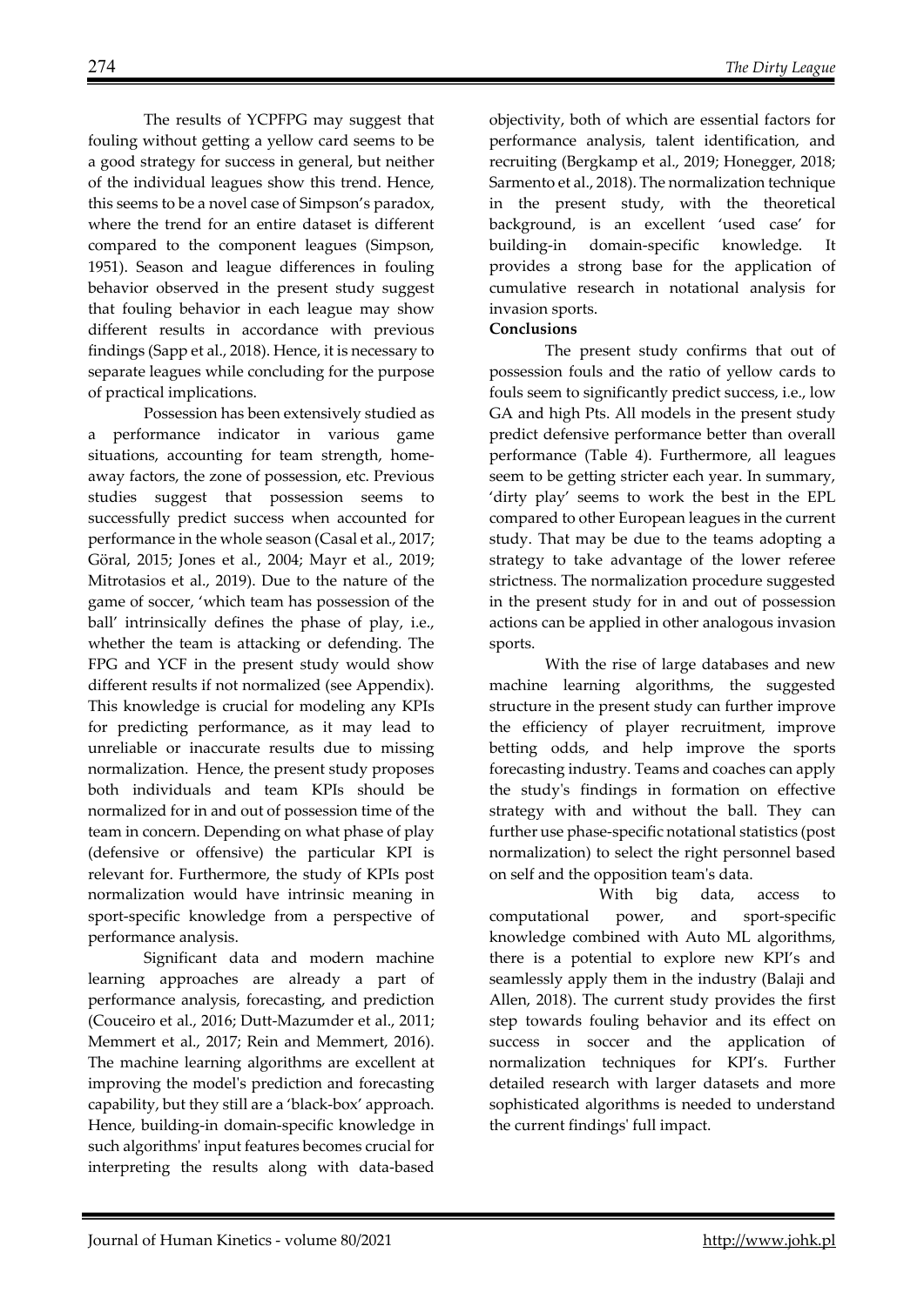The results of YCPFPG may suggest that fouling without getting a yellow card seems to be a good strategy for success in general, but neither of the individual leagues show this trend. Hence, this seems to be a novel case of Simpson's paradox, where the trend for an entire dataset is different compared to the component leagues (Simpson, 1951). Season and league differences in fouling behavior observed in the present study suggest that fouling behavior in each league may show different results in accordance with previous findings (Sapp et al., 2018). Hence, it is necessary to separate leagues while concluding for the purpose of practical implications.

Possession has been extensively studied as a performance indicator in various game situations, accounting for team strength, home-away factors, the zone of possession, etc. Previous studies suggest that possession seems to successfully predict success when accounted for performance in the whole season (Casal et al., 2017; Göral, 2015; Jones et al., 2004; Mayr et al., 2019; Mitrotasios et al., 2019). Due to the nature of the game of soccer, 'which team has possession of the ball' intrinsically defines the phase of play, i.e., whether the team is attacking or defending. The FPG and YCF in the present study would show different results if not normalized (see Appendix). This knowledge is crucial for modeling any KPIs for predicting performance, as it may lead to unreliable or inaccurate results due to missing normalization. Hence, the present study proposes both individuals and team KPIs should be normalized for in and out of possession time of the team in concern. Depending on what phase of play (defensive or offensive) the particular KPI is relevant for. Furthermore, the study of KPIs post normalization would have intrinsic meaning in sport-specific knowledge from a perspective of performance analysis.

Significant data and modern machine learning approaches are already a part of performance analysis, forecasting, and prediction (Couceiro et al., 2016; Dutt-Mazumder et al., 2011; Memmert et al., 2017; Rein and Memmert, 2016). The machine learning algorithms are excellent at improving the model's prediction and forecasting capability, but they still are a 'black-box' approach. Hence, building-in domain-specific knowledge in such algorithms' input features becomes crucial for interpreting the results along with data-based objectivity, both of which are essential factors for performance analysis, talent identification, and recruiting (Bergkamp et al., 2019; Honegger, 2018; Sarmento et al., 2018). The normalization technique in the present study, with the theoretical background, is an excellent 'used case' for building-in domain-specific knowledge. It provides a strong base for the application of cumulative research in notational analysis for invasion sports.

**Conclusions**

The present study confirms that out of possession fouls and the ratio of yellow cards to fouls seem to significantly predict success, i.e., low GA and high Pts. All models in the present study predict defensive performance better than overall performance (Table 4). Furthermore, all leagues seem to be getting stricter each year. In summary, 'dirty play' seems to work the best in the EPL compared to other European leagues in the current study. That may be due to the teams adopting a strategy to take advantage of the lower referee strictness. The normalization procedure suggested in the present study for in and out of possession actions can be applied in other analogous invasion sports.

With the rise of large databases and new machine learning algorithms, the suggested structure in the present study can further improve the efficiency of player recruitment, improve betting odds, and help improve the sports forecasting industry. Teams and coaches can apply the study's findings in formation on effective strategy with and without the ball. They can further use phase-specific notational statistics (post normalization) to select the right personnel based on self and the opposition team's data.

With big data, access to computational power, and sport-specific knowledge combined with Auto ML algorithms, there is a potential to explore new KPI's and seamlessly apply them in the industry (Balaji and Allen, 2018). The current study provides the first step towards fouling behavior and its effect on success in soccer and the application of normalization techniques for KPI's. Further detailed research with larger datasets and more sophisticated algorithms is needed to understand the current findings' full impact.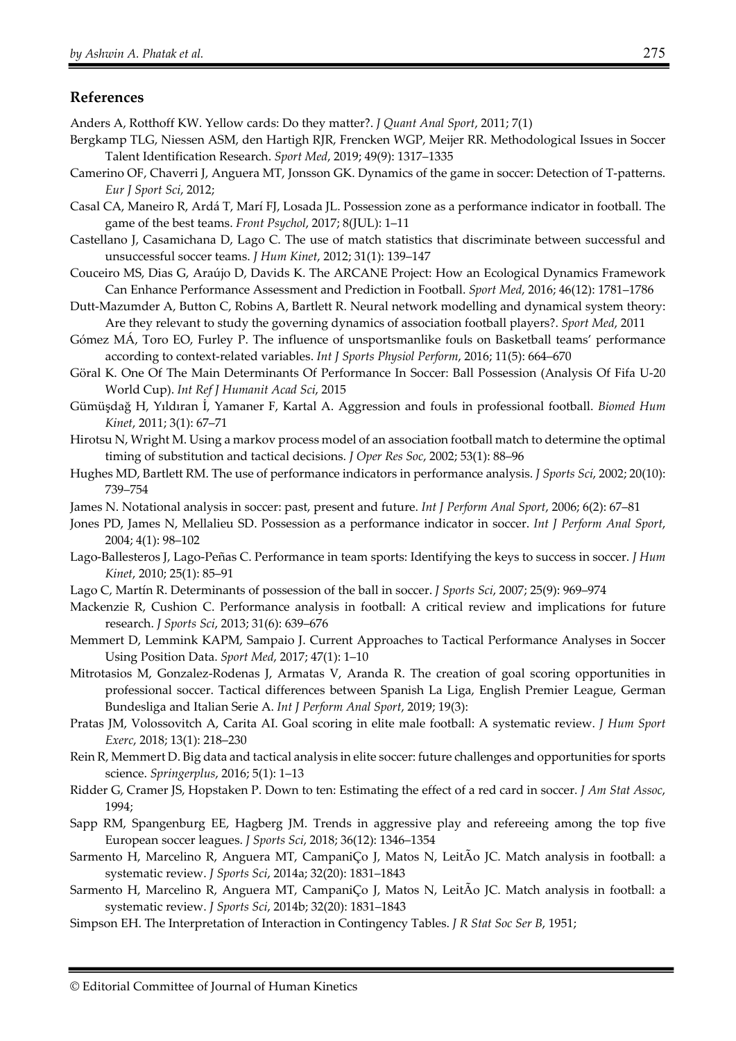## References

Anders A, Rotthoff KW. Yellow cards: Do they matter?. *J Quant Anal Sport*, 2011; 7(1)

Bergkamp TLG, Niessen ASM, den Hartigh RJR, Frencken WGP, Meijer RR. Methodological Issues in Soccer Talent Identification Research. *Sport Med*, 2019; 49(9): 1317–1335

Camerino OF, Chaverri J, Anguera MT, Jonsson GK. Dynamics of the game in soccer: Detection of T-patterns. *Eur J Sport Sci*, 2012;

Casal CA, Maneiro R, Ardá T, Marí FJ, Losada JL. Possession zone as a performance indicator in football. The game of the best teams. *Front Psychol*, 2017; 8(JUL): 1–11

Castellano J, Casamichana D, Lago C. The use of match statistics that discriminate between successful and unsuccessful soccer teams. *J Hum Kinet*, 2012; 31(1): 139–147

Couceiro MS, Dias G, Araújo D, Davids K. The ARCANE Project: How an Ecological Dynamics Framework Can Enhance Performance Assessment and Prediction in Football. *Sport Med*, 2016; 46(12): 1781–1786

Dutt-Mazumder A, Button C, Robins A, Bartlett R. Neural network modelling and dynamical system theory: Are they relevant to study the governing dynamics of association football players?. *Sport Med*, 2011

Gómez MÁ, Toro EO, Furley P. The influence of unsportsmanlike fouls on Basketball teams' performance according to context-related variables. *Int J Sports Physiol Perform*, 2016; 11(5): 664–670

Göral K. One Of The Main Determinants Of Performance In Soccer: Ball Possession (Analysis Of Fifa U-20 World Cup). *Int Ref J Humanit Acad Sci*, 2015

Gümüşdağ H, Yıldıran İ, Yamaner F, Kartal A. Aggression and fouls in professional football. *Biomed Hum Kinet*, 2011; 3(1): 67–71

Hirotsu N, Wright M. Using a markov process model of an association football match to determine the optimal timing of substitution and tactical decisions. *J Oper Res Soc*, 2002; 53(1): 88–96

Hughes MD, Bartlett RM. The use of performance indicators in performance analysis. *J Sports Sci*, 2002; 20(10): 739–754

James N. Notational analysis in soccer: past, present and future. *Int J Perform Anal Sport*, 2006; 6(2): 67–81

Jones PD, James N, Mellalieu SD. Possession as a performance indicator in soccer. *Int J Perform Anal Sport*, 2004; 4(1): 98–102

Lago-Ballesteros J, Lago-Peñas C. Performance in team sports: Identifying the keys to success in soccer. *J Hum Kinet*, 2010; 25(1): 85–91

Lago C, Martín R. Determinants of possession of the ball in soccer. *J Sports Sci*, 2007; 25(9): 969–974

Mackenzie R, Cushion C. Performance analysis in football: A critical review and implications for future research. *J Sports Sci*, 2013; 31(6): 639–676

Memmert D, Lemmink KAPM, Sampaio J. Current Approaches to Tactical Performance Analyses in Soccer Using Position Data. *Sport Med*, 2017; 47(1): 1–10

Mitrotasios M, Gonzalez-Rodenas J, Armatas V, Aranda R. The creation of goal scoring opportunities in professional soccer. Tactical differences between Spanish La Liga, English Premier League, German Bundesliga and Italian Serie A. *Int J Perform Anal Sport*, 2019; 19(3):

Pratas JM, Volossovitch A, Carita AI. Goal scoring in elite male football: A systematic review. *J Hum Sport Exerc*, 2018; 13(1): 218–230

Rein R, Memmert D. Big data and tactical analysis in elite soccer: future challenges and opportunities for sports science. *Springerplus*, 2016; 5(1): 1–13

Ridder G, Cramer JS, Hopstaken P. Down to ten: Estimating the effect of a red card in soccer. *J Am Stat Assoc*, 1994;

Sapp RM, Spangenburg EE, Hagberg JM. Trends in aggressive play and refereeing among the top five European soccer leagues. *J Sports Sci*, 2018; 36(12): 1346–1354

Sarmento H, Marcelino R, Anguera MT, CampaniÇo J, Matos N, LeitÃo JC. Match analysis in football: a systematic review. *J Sports Sci*, 2014a; 32(20): 1831–1843

Sarmento H, Marcelino R, Anguera MT, CampaniÇo J, Matos N, LeitÃo JC. Match analysis in football: a systematic review. *J Sports Sci*, 2014b; 32(20): 1831–1843

Simpson EH. The Interpretation of Interaction in Contingency Tables. *J R Stat Soc Ser B*, 1951;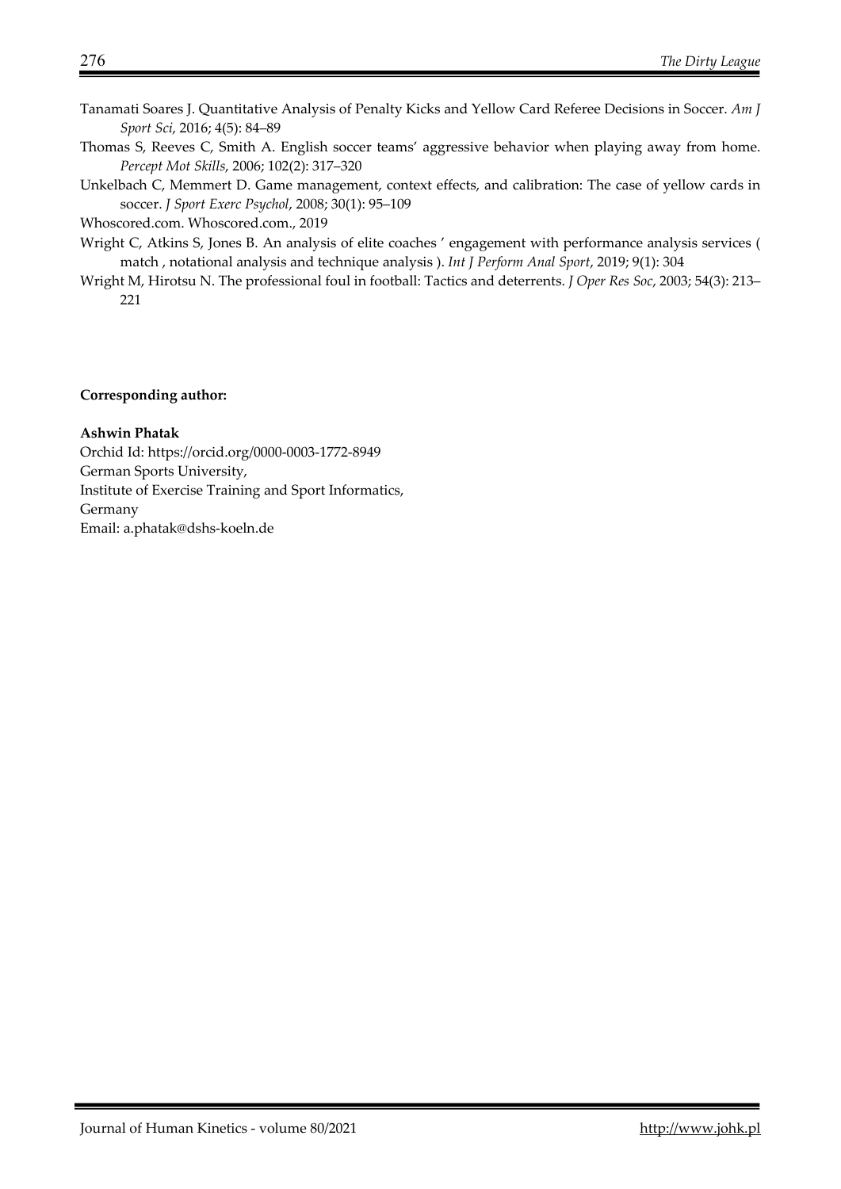Tanamati Soares J. Quantitative Analysis of Penalty Kicks and Yellow Card Referee Decisions in Soccer. *Am J Sport Sci*, 2016; 4(5): 84–89

Thomas S, Reeves C, Smith A. English soccer teams' aggressive behavior when playing away from home. *Percept Mot Skills*, 2006; 102(2): 317–320

Unkelbach C, Memmert D. Game management, context effects, and calibration: The case of yellow cards in soccer. *J Sport Exerc Psychol*, 2008; 30(1): 95–109

Whoscored.com. Whoscored.com., 2019

Wright C, Atkins S, Jones B. An analysis of elite coaches ' engagement with performance analysis services ( match , notational analysis and technique analysis ). *Int J Perform Anal Sport*, 2019; 9(1): 304

Wright M, Hirotsu N. The professional foul in football: Tactics and deterrents. *J Oper Res Soc*, 2003; 54(3): 213–221

**Corresponding author:**

**Ashwin Phatak**
Orchid Id: https://orcid.org/0000-0003-1772-8949
German Sports University,
Institute of Exercise Training and Sport Informatics,
Germany
Email: a.phatak@dshs-koeln.de